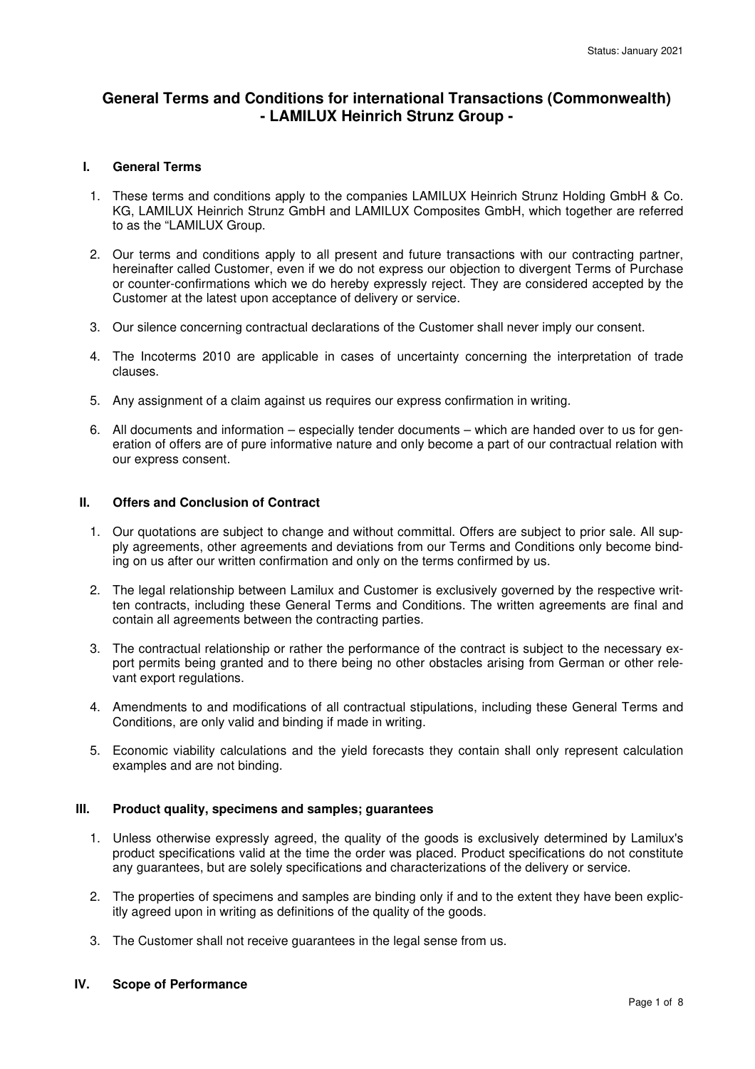Status: January 2021

# General Terms and Conditions for international Transactions (Commonwealth) - LAMILUX Heinrich Strunz Group -

## I. General Terms

1. These terms and conditions apply to the companies LAMILUX Heinrich Strunz Holding GmbH & Co. KG, LAMILUX Heinrich Strunz GmbH and LAMILUX Composites GmbH, which together are referred to as the "LAMILUX Group.
2. Our terms and conditions apply to all present and future transactions with our contracting partner, hereinafter called Customer, even if we do not express our objection to divergent Terms of Purchase or counter-confirmations which we do hereby expressly reject. They are considered accepted by the Customer at the latest upon acceptance of delivery or service.
3. Our silence concerning contractual declarations of the Customer shall never imply our consent.
4. The Incoterms 2010 are applicable in cases of uncertainty concerning the interpretation of trade clauses.
5. Any assignment of a claim against us requires our express confirmation in writing.
6. All documents and information – especially tender documents – which are handed over to us for generation of offers are of pure informative nature and only become a part of our contractual relation with our express consent.

## II. Offers and Conclusion of Contract

1. Our quotations are subject to change and without committal. Offers are subject to prior sale. All supply agreements, other agreements and deviations from our Terms and Conditions only become binding on us after our written confirmation and only on the terms confirmed by us.
2. The legal relationship between Lamilux and Customer is exclusively governed by the respective written contracts, including these General Terms and Conditions. The written agreements are final and contain all agreements between the contracting parties.
3. The contractual relationship or rather the performance of the contract is subject to the necessary export permits being granted and to there being no other obstacles arising from German or other relevant export regulations.
4. Amendments to and modifications of all contractual stipulations, including these General Terms and Conditions, are only valid and binding if made in writing.
5. Economic viability calculations and the yield forecasts they contain shall only represent calculation examples and are not binding.

## III. Product quality, specimens and samples; guarantees

1. Unless otherwise expressly agreed, the quality of the goods is exclusively determined by Lamilux's product specifications valid at the time the order was placed. Product specifications do not constitute any guarantees, but are solely specifications and characterizations of the delivery or service.
2. The properties of specimens and samples are binding only if and to the extent they have been explicitly agreed upon in writing as definitions of the quality of the goods.
3. The Customer shall not receive guarantees in the legal sense from us.

## IV. Scope of Performance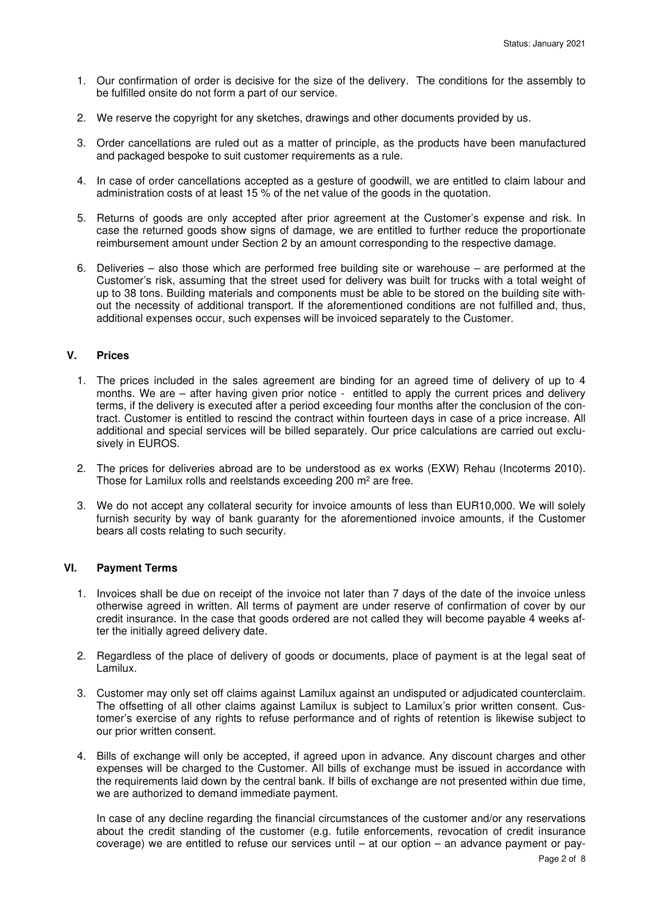1. Our confirmation of order is decisive for the size of the delivery. The conditions for the assembly to be fulfilled onsite do not form a part of our service.

2. We reserve the copyright for any sketches, drawings and other documents provided by us.

3. Order cancellations are ruled out as a matter of principle, as the products have been manufactured and packaged bespoke to suit customer requirements as a rule.

4. In case of order cancellations accepted as a gesture of goodwill, we are entitled to claim labour and administration costs of at least 15 % of the net value of the goods in the quotation.

5. Returns of goods are only accepted after prior agreement at the Customer's expense and risk. In case the returned goods show signs of damage, we are entitled to further reduce the proportionate reimbursement amount under Section 2 by an amount corresponding to the respective damage.

6. Deliveries – also those which are performed free building site or warehouse – are performed at the Customer's risk, assuming that the street used for delivery was built for trucks with a total weight of up to 38 tons. Building materials and components must be able to be stored on the building site without the necessity of additional transport. If the aforementioned conditions are not fulfilled and, thus, additional expenses occur, such expenses will be invoiced separately to the Customer.

## V. Prices

1. The prices included in the sales agreement are binding for an agreed time of delivery of up to 4 months. We are – after having given prior notice - entitled to apply the current prices and delivery terms, if the delivery is executed after a period exceeding four months after the conclusion of the contract. Customer is entitled to rescind the contract within fourteen days in case of a price increase. All additional and special services will be billed separately. Our price calculations are carried out exclusively in EUROS.

2. The prices for deliveries abroad are to be understood as ex works (EXW) Rehau (Incoterms 2010). Those for Lamilux rolls and reelstands exceeding 200 m$^2$ are free.

3. We do not accept any collateral security for invoice amounts of less than EUR10,000. We will solely furnish security by way of bank guaranty for the aforementioned invoice amounts, if the Customer bears all costs relating to such security.

## VI. Payment Terms

1. Invoices shall be due on receipt of the invoice not later than 7 days of the date of the invoice unless otherwise agreed in written. All terms of payment are under reserve of confirmation of cover by our credit insurance. In the case that goods ordered are not called they will become payable 4 weeks after the initially agreed delivery date.

2. Regardless of the place of delivery of goods or documents, place of payment is at the legal seat of Lamilux.

3. Customer may only set off claims against Lamilux against an undisputed or adjudicated counterclaim. The offsetting of all other claims against Lamilux is subject to Lamilux's prior written consent. Customer's exercise of any rights to refuse performance and of rights of retention is likewise subject to our prior written consent.

4. Bills of exchange will only be accepted, if agreed upon in advance. Any discount charges and other expenses will be charged to the Customer. All bills of exchange must be issued in accordance with the requirements laid down by the central bank. If bills of exchange are not presented within due time, we are authorized to demand immediate payment.

   In case of any decline regarding the financial circumstances of the customer and/or any reservations about the credit standing of the customer (e.g. futile enforcements, revocation of credit insurance coverage) we are entitled to refuse our services until – at our option – an advance payment or pay-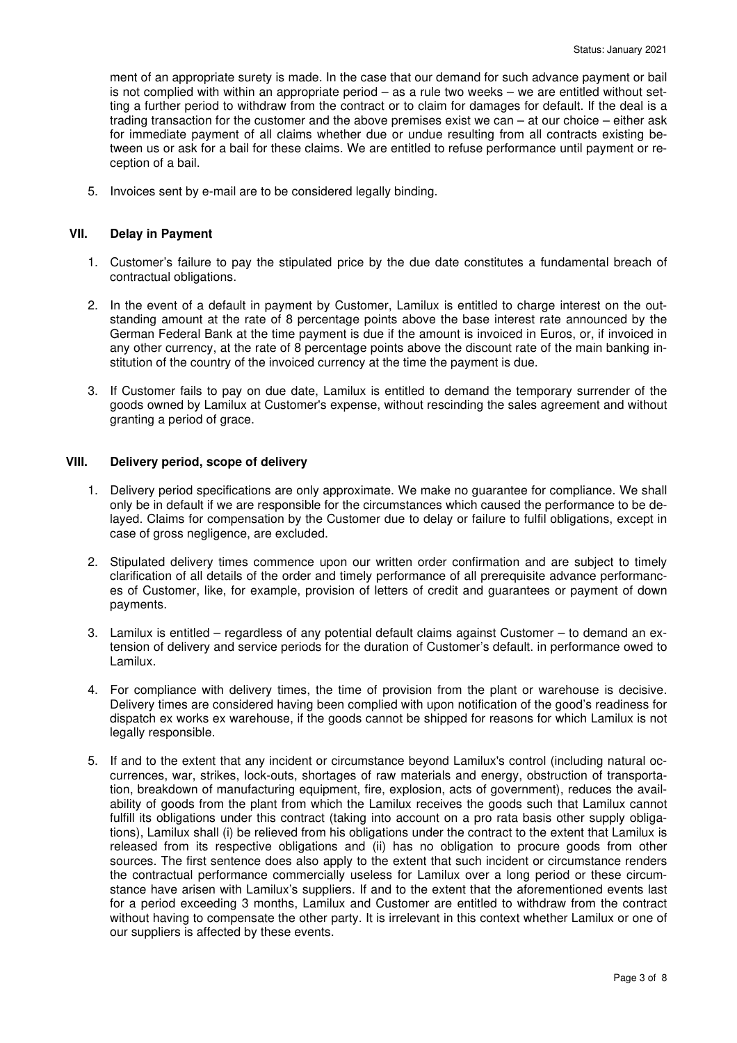ment of an appropriate surety is made. In the case that our demand for such advance payment or bail is not complied with within an appropriate period – as a rule two weeks – we are entitled without setting a further period to withdraw from the contract or to claim for damages for default. If the deal is a trading transaction for the customer and the above premises exist we can – at our choice – either ask for immediate payment of all claims whether due or undue resulting from all contracts existing between us or ask for a bail for these claims. We are entitled to refuse performance until payment or reception of a bail.

5. Invoices sent by e-mail are to be considered legally binding.

## VII. Delay in Payment

1. Customer's failure to pay the stipulated price by the due date constitutes a fundamental breach of contractual obligations.

2. In the event of a default in payment by Customer, Lamilux is entitled to charge interest on the outstanding amount at the rate of 8 percentage points above the base interest rate announced by the German Federal Bank at the time payment is due if the amount is invoiced in Euros, or, if invoiced in any other currency, at the rate of 8 percentage points above the discount rate of the main banking institution of the country of the invoiced currency at the time the payment is due.

3. If Customer fails to pay on due date, Lamilux is entitled to demand the temporary surrender of the goods owned by Lamilux at Customer's expense, without rescinding the sales agreement and without granting a period of grace.

## VIII. Delivery period, scope of delivery

1. Delivery period specifications are only approximate. We make no guarantee for compliance. We shall only be in default if we are responsible for the circumstances which caused the performance to be delayed. Claims for compensation by the Customer due to delay or failure to fulfil obligations, except in case of gross negligence, are excluded.

2. Stipulated delivery times commence upon our written order confirmation and are subject to timely clarification of all details of the order and timely performance of all prerequisite advance performances of Customer, like, for example, provision of letters of credit and guarantees or payment of down payments.

3. Lamilux is entitled – regardless of any potential default claims against Customer – to demand an extension of delivery and service periods for the duration of Customer's default. in performance owed to Lamilux.

4. For compliance with delivery times, the time of provision from the plant or warehouse is decisive. Delivery times are considered having been complied with upon notification of the good's readiness for dispatch ex works ex warehouse, if the goods cannot be shipped for reasons for which Lamilux is not legally responsible.

5. If and to the extent that any incident or circumstance beyond Lamilux's control (including natural occurrences, war, strikes, lock-outs, shortages of raw materials and energy, obstruction of transportation, breakdown of manufacturing equipment, fire, explosion, acts of government), reduces the availability of goods from the plant from which the Lamilux receives the goods such that Lamilux cannot fulfill its obligations under this contract (taking into account on a pro rata basis other supply obligations), Lamilux shall (i) be relieved from his obligations under the contract to the extent that Lamilux is released from its respective obligations and (ii) has no obligation to procure goods from other sources. The first sentence does also apply to the extent that such incident or circumstance renders the contractual performance commercially useless for Lamilux over a long period or these circumstance have arisen with Lamilux's suppliers. If and to the extent that the aforementioned events last for a period exceeding 3 months, Lamilux and Customer are entitled to withdraw from the contract without having to compensate the other party. It is irrelevant in this context whether Lamilux or one of our suppliers is affected by these events.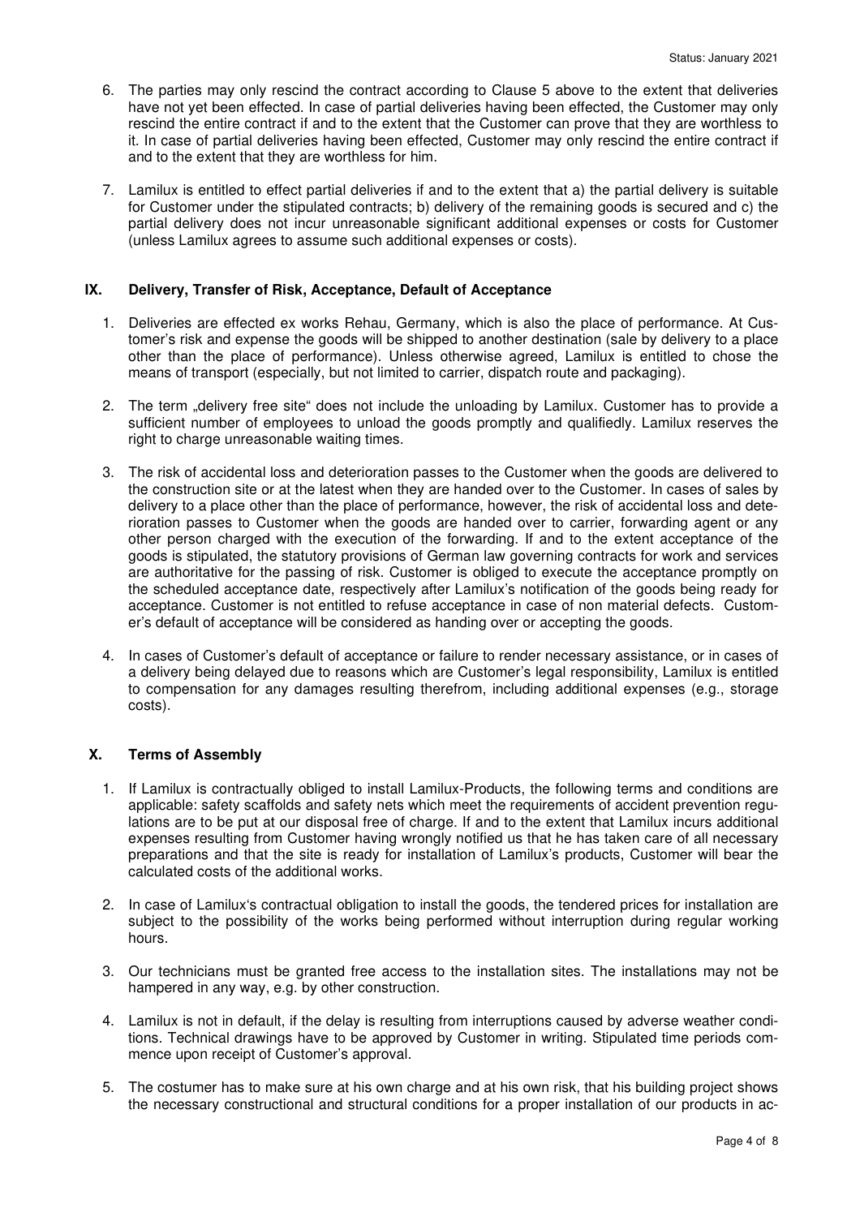6. The parties may only rescind the contract according to Clause 5 above to the extent that deliveries have not yet been effected. In case of partial deliveries having been effected, the Customer may only rescind the entire contract if and to the extent that the Customer can prove that they are worthless to it. In case of partial deliveries having been effected, Customer may only rescind the entire contract if and to the extent that they are worthless for him.

7. Lamilux is entitled to effect partial deliveries if and to the extent that a) the partial delivery is suitable for Customer under the stipulated contracts; b) delivery of the remaining goods is secured and c) the partial delivery does not incur unreasonable significant additional expenses or costs for Customer (unless Lamilux agrees to assume such additional expenses or costs).

## IX. Delivery, Transfer of Risk, Acceptance, Default of Acceptance

1. Deliveries are effected ex works Rehau, Germany, which is also the place of performance. At Customer's risk and expense the goods will be shipped to another destination (sale by delivery to a place other than the place of performance). Unless otherwise agreed, Lamilux is entitled to chose the means of transport (especially, but not limited to carrier, dispatch route and packaging).

2. The term „delivery free site" does not include the unloading by Lamilux. Customer has to provide a sufficient number of employees to unload the goods promptly and qualifiedly. Lamilux reserves the right to charge unreasonable waiting times.

3. The risk of accidental loss and deterioration passes to the Customer when the goods are delivered to the construction site or at the latest when they are handed over to the Customer. In cases of sales by delivery to a place other than the place of performance, however, the risk of accidental loss and deterioration passes to Customer when the goods are handed over to carrier, forwarding agent or any other person charged with the execution of the forwarding. If and to the extent acceptance of the goods is stipulated, the statutory provisions of German law governing contracts for work and services are authoritative for the passing of risk. Customer is obliged to execute the acceptance promptly on the scheduled acceptance date, respectively after Lamilux's notification of the goods being ready for acceptance. Customer is not entitled to refuse acceptance in case of non material defects. Customer's default of acceptance will be considered as handing over or accepting the goods.

4. In cases of Customer's default of acceptance or failure to render necessary assistance, or in cases of a delivery being delayed due to reasons which are Customer's legal responsibility, Lamilux is entitled to compensation for any damages resulting therefrom, including additional expenses (e.g., storage costs).

## X. Terms of Assembly

1. If Lamilux is contractually obliged to install Lamilux-Products, the following terms and conditions are applicable: safety scaffolds and safety nets which meet the requirements of accident prevention regulations are to be put at our disposal free of charge. If and to the extent that Lamilux incurs additional expenses resulting from Customer having wrongly notified us that he has taken care of all necessary preparations and that the site is ready for installation of Lamilux's products, Customer will bear the calculated costs of the additional works.

2. In case of Lamilux's contractual obligation to install the goods, the tendered prices for installation are subject to the possibility of the works being performed without interruption during regular working hours.

3. Our technicians must be granted free access to the installation sites. The installations may not be hampered in any way, e.g. by other construction.

4. Lamilux is not in default, if the delay is resulting from interruptions caused by adverse weather conditions. Technical drawings have to be approved by Customer in writing. Stipulated time periods commence upon receipt of Customer's approval.

5. The costumer has to make sure at his own charge and at his own risk, that his building project shows the necessary constructional and structural conditions for a proper installation of our products in ac-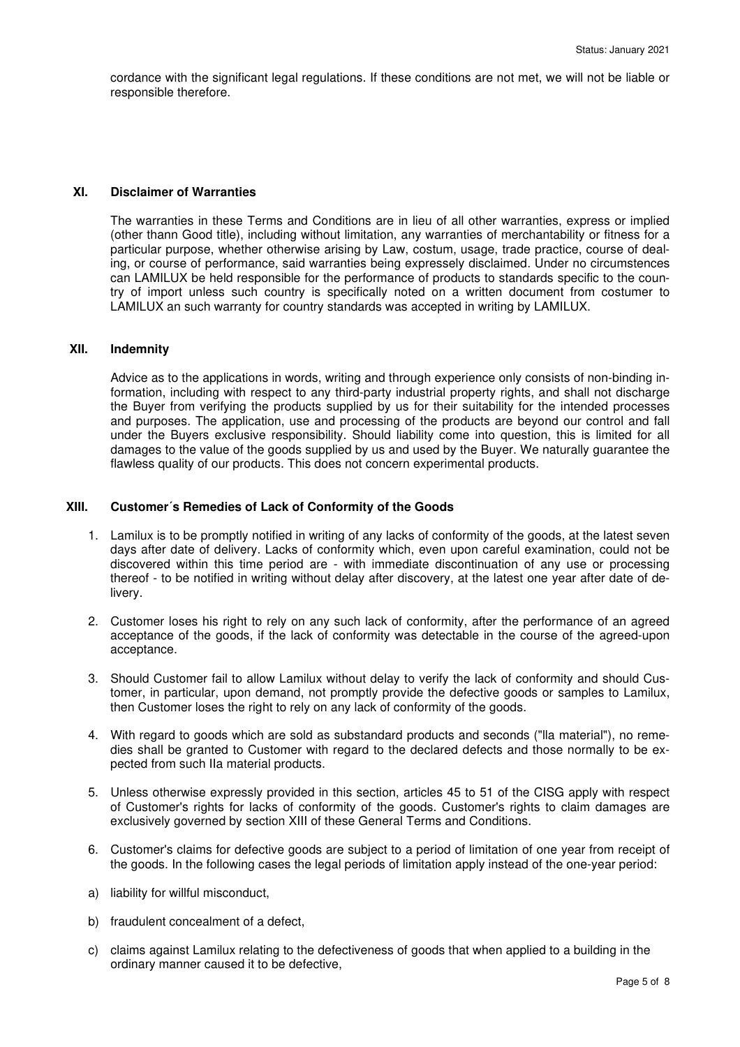cordance with the significant legal regulations. If these conditions are not met, we will not be liable or responsible therefore.

## XI. Disclaimer of Warranties

The warranties in these Terms and Conditions are in lieu of all other warranties, express or implied (other thann Good title), including without limitation, any warranties of merchantability or fitness for a particular purpose, whether otherwise arising by Law, costum, usage, trade practice, course of dealing, or course of performance, said warranties being expressely disclaimed. Under no circumstences can LAMILUX be held responsible for the performance of products to standards specific to the country of import unless such country is specifically noted on a written document from costumer to LAMILUX an such warranty for country standards was accepted in writing by LAMILUX.

## XII. Indemnity

Advice as to the applications in words, writing and through experience only consists of non-binding information, including with respect to any third-party industrial property rights, and shall not discharge the Buyer from verifying the products supplied by us for their suitability for the intended processes and purposes. The application, use and processing of the products are beyond our control and fall under the Buyers exclusive responsibility. Should liability come into question, this is limited for all damages to the value of the goods supplied by us and used by the Buyer. We naturally guarantee the flawless quality of our products. This does not concern experimental products.

## XIII. Customer´s Remedies of Lack of Conformity of the Goods

1. Lamilux is to be promptly notified in writing of any lacks of conformity of the goods, at the latest seven days after date of delivery. Lacks of conformity which, even upon careful examination, could not be discovered within this time period are - with immediate discontinuation of any use or processing thereof - to be notified in writing without delay after discovery, at the latest one year after date of delivery.

2. Customer loses his right to rely on any such lack of conformity, after the performance of an agreed acceptance of the goods, if the lack of conformity was detectable in the course of the agreed-upon acceptance.

3. Should Customer fail to allow Lamilux without delay to verify the lack of conformity and should Customer, in particular, upon demand, not promptly provide the defective goods or samples to Lamilux, then Customer loses the right to rely on any lack of conformity of the goods.

4. With regard to goods which are sold as substandard products and seconds ("lla material"), no remedies shall be granted to Customer with regard to the declared defects and those normally to be expected from such IIa material products.

5. Unless otherwise expressly provided in this section, articles 45 to 51 of the CISG apply with respect of Customer's rights for lacks of conformity of the goods. Customer's rights to claim damages are exclusively governed by section XIII of these General Terms and Conditions.

6. Customer's claims for defective goods are subject to a period of limitation of one year from receipt of the goods. In the following cases the legal periods of limitation apply instead of the one-year period:

a) liability for willful misconduct,

b) fraudulent concealment of a defect,

c) claims against Lamilux relating to the defectiveness of goods that when applied to a building in the ordinary manner caused it to be defective,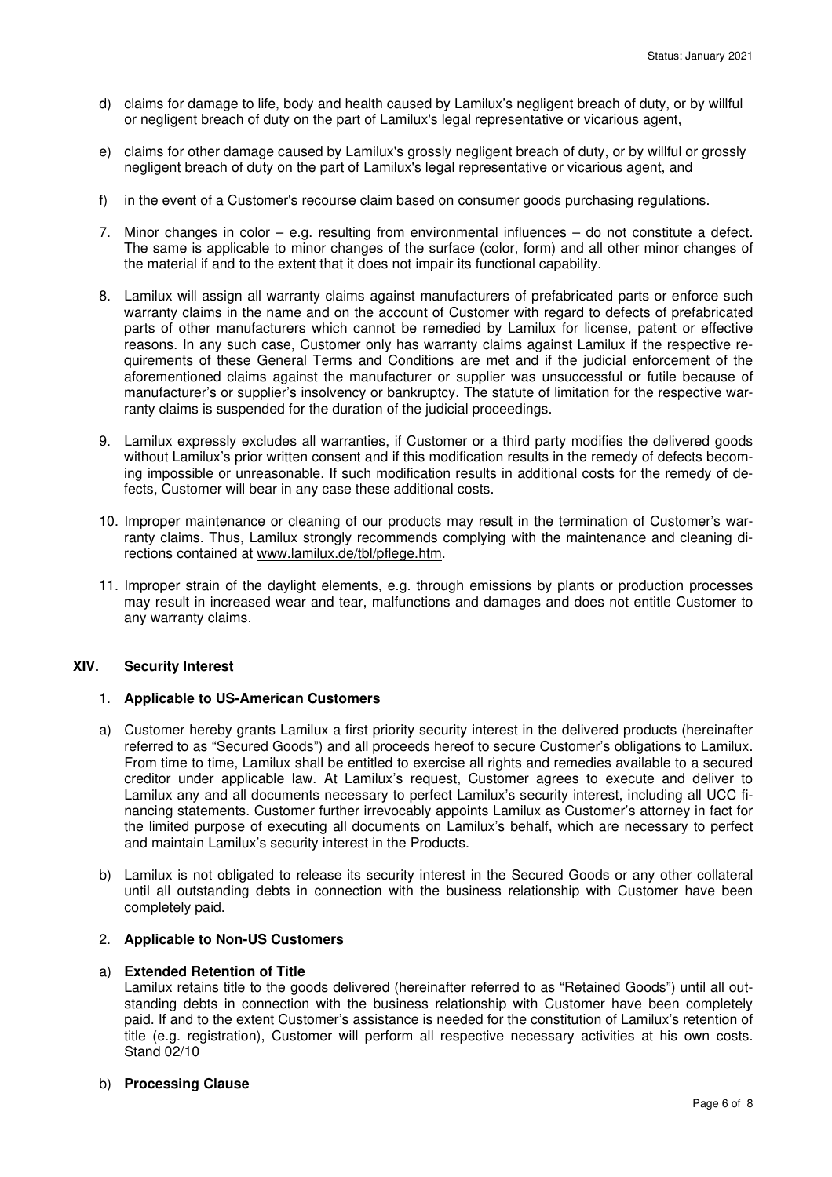d) claims for damage to life, body and health caused by Lamilux's negligent breach of duty, or by willful or negligent breach of duty on the part of Lamilux's legal representative or vicarious agent,

e) claims for other damage caused by Lamilux's grossly negligent breach of duty, or by willful or grossly negligent breach of duty on the part of Lamilux's legal representative or vicarious agent, and

f) in the event of a Customer's recourse claim based on consumer goods purchasing regulations.

7. Minor changes in color – e.g. resulting from environmental influences – do not constitute a defect. The same is applicable to minor changes of the surface (color, form) and all other minor changes of the material if and to the extent that it does not impair its functional capability.

8. Lamilux will assign all warranty claims against manufacturers of prefabricated parts or enforce such warranty claims in the name and on the account of Customer with regard to defects of prefabricated parts of other manufacturers which cannot be remedied by Lamilux for license, patent or effective reasons. In any such case, Customer only has warranty claims against Lamilux if the respective requirements of these General Terms and Conditions are met and if the judicial enforcement of the aforementioned claims against the manufacturer or supplier was unsuccessful or futile because of manufacturer's or supplier's insolvency or bankruptcy. The statute of limitation for the respective warranty claims is suspended for the duration of the judicial proceedings.

9. Lamilux expressly excludes all warranties, if Customer or a third party modifies the delivered goods without Lamilux's prior written consent and if this modification results in the remedy of defects becoming impossible or unreasonable. If such modification results in additional costs for the remedy of defects, Customer will bear in any case these additional costs.

10. Improper maintenance or cleaning of our products may result in the termination of Customer's warranty claims. Thus, Lamilux strongly recommends complying with the maintenance and cleaning directions contained at www.lamilux.de/tbl/pflege.htm.

11. Improper strain of the daylight elements, e.g. through emissions by plants or production processes may result in increased wear and tear, malfunctions and damages and does not entitle Customer to any warranty claims.

## XIV. Security Interest

### 1. Applicable to US-American Customers

a) Customer hereby grants Lamilux a first priority security interest in the delivered products (hereinafter referred to as "Secured Goods") and all proceeds hereof to secure Customer's obligations to Lamilux. From time to time, Lamilux shall be entitled to exercise all rights and remedies available to a secured creditor under applicable law. At Lamilux's request, Customer agrees to execute and deliver to Lamilux any and all documents necessary to perfect Lamilux's security interest, including all UCC financing statements. Customer further irrevocably appoints Lamilux as Customer's attorney in fact for the limited purpose of executing all documents on Lamilux's behalf, which are necessary to perfect and maintain Lamilux's security interest in the Products.

b) Lamilux is not obligated to release its security interest in the Secured Goods or any other collateral until all outstanding debts in connection with the business relationship with Customer have been completely paid.

### 2. Applicable to Non-US Customers

a) **Extended Retention of Title**
Lamilux retains title to the goods delivered (hereinafter referred to as "Retained Goods") until all outstanding debts in connection with the business relationship with Customer have been completely paid. If and to the extent Customer's assistance is needed for the constitution of Lamilux's retention of title (e.g. registration), Customer will perform all respective necessary activities at his own costs. Stand 02/10

b) **Processing Clause**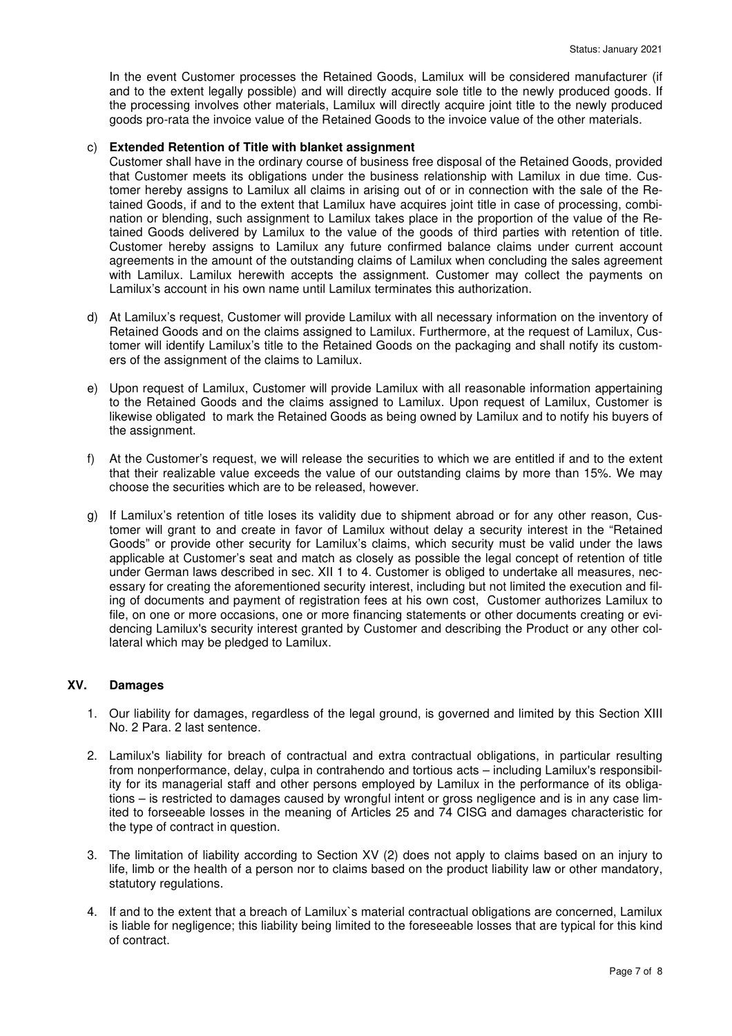In the event Customer processes the Retained Goods, Lamilux will be considered manufacturer (if and to the extent legally possible) and will directly acquire sole title to the newly produced goods. If the processing involves other materials, Lamilux will directly acquire joint title to the newly produced goods pro-rata the invoice value of the Retained Goods to the invoice value of the other materials.

c) **Extended Retention of Title with blanket assignment**
Customer shall have in the ordinary course of business free disposal of the Retained Goods, provided that Customer meets its obligations under the business relationship with Lamilux in due time. Customer hereby assigns to Lamilux all claims in arising out of or in connection with the sale of the Retained Goods, if and to the extent that Lamilux have acquires joint title in case of processing, combination or blending, such assignment to Lamilux takes place in the proportion of the value of the Retained Goods delivered by Lamilux to the value of the goods of third parties with retention of title. Customer hereby assigns to Lamilux any future confirmed balance claims under current account agreements in the amount of the outstanding claims of Lamilux when concluding the sales agreement with Lamilux. Lamilux herewith accepts the assignment. Customer may collect the payments on Lamilux's account in his own name until Lamilux terminates this authorization.

d) At Lamilux's request, Customer will provide Lamilux with all necessary information on the inventory of Retained Goods and on the claims assigned to Lamilux. Furthermore, at the request of Lamilux, Customer will identify Lamilux's title to the Retained Goods on the packaging and shall notify its customers of the assignment of the claims to Lamilux.

e) Upon request of Lamilux, Customer will provide Lamilux with all reasonable information appertaining to the Retained Goods and the claims assigned to Lamilux. Upon request of Lamilux, Customer is likewise obligated to mark the Retained Goods as being owned by Lamilux and to notify his buyers of the assignment.

f) At the Customer's request, we will release the securities to which we are entitled if and to the extent that their realizable value exceeds the value of our outstanding claims by more than 15%. We may choose the securities which are to be released, however.

g) If Lamilux's retention of title loses its validity due to shipment abroad or for any other reason, Customer will grant to and create in favor of Lamilux without delay a security interest in the "Retained Goods" or provide other security for Lamilux's claims, which security must be valid under the laws applicable at Customer's seat and match as closely as possible the legal concept of retention of title under German laws described in sec. XII 1 to 4. Customer is obliged to undertake all measures, necessary for creating the aforementioned security interest, including but not limited the execution and filing of documents and payment of registration fees at his own cost, Customer authorizes Lamilux to file, on one or more occasions, one or more financing statements or other documents creating or evidencing Lamilux's security interest granted by Customer and describing the Product or any other collateral which may be pledged to Lamilux.

## XV. Damages

1. Our liability for damages, regardless of the legal ground, is governed and limited by this Section XIII No. 2 Para. 2 last sentence.

2. Lamilux's liability for breach of contractual and extra contractual obligations, in particular resulting from nonperformance, delay, culpa in contrahendo and tortious acts – including Lamilux's responsibility for its managerial staff and other persons employed by Lamilux in the performance of its obligations – is restricted to damages caused by wrongful intent or gross negligence and is in any case limited to forseeable losses in the meaning of Articles 25 and 74 CISG and damages characteristic for the type of contract in question.

3. The limitation of liability according to Section XV (2) does not apply to claims based on an injury to life, limb or the health of a person nor to claims based on the product liability law or other mandatory, statutory regulations.

4. If and to the extent that a breach of Lamilux`s material contractual obligations are concerned, Lamilux is liable for negligence; this liability being limited to the foreseeable losses that are typical for this kind of contract.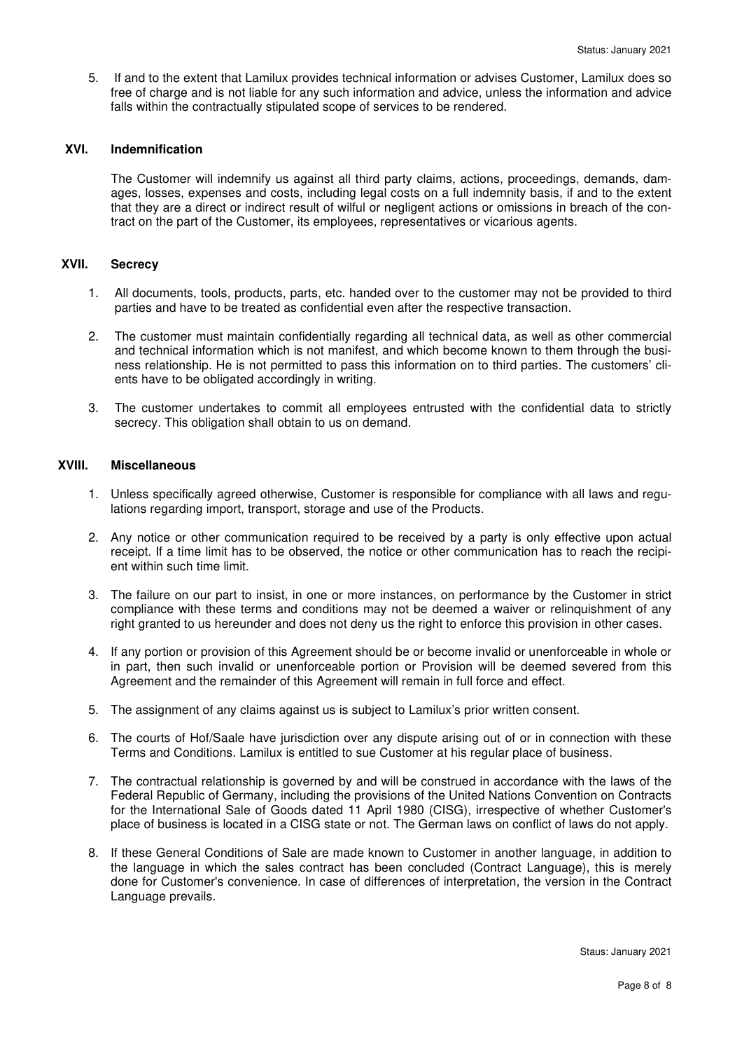5. If and to the extent that Lamilux provides technical information or advises Customer, Lamilux does so free of charge and is not liable for any such information and advice, unless the information and advice falls within the contractually stipulated scope of services to be rendered.

## XVI. Indemnification

The Customer will indemnify us against all third party claims, actions, proceedings, demands, damages, losses, expenses and costs, including legal costs on a full indemnity basis, if and to the extent that they are a direct or indirect result of wilful or negligent actions or omissions in breach of the contract on the part of the Customer, its employees, representatives or vicarious agents.

## XVII. Secrecy

1. All documents, tools, products, parts, etc. handed over to the customer may not be provided to third parties and have to be treated as confidential even after the respective transaction.

2. The customer must maintain confidentially regarding all technical data, as well as other commercial and technical information which is not manifest, and which become known to them through the business relationship. He is not permitted to pass this information on to third parties. The customers' clients have to be obligated accordingly in writing.

3. The customer undertakes to commit all employees entrusted with the confidential data to strictly secrecy. This obligation shall obtain to us on demand.

## XVIII. Miscellaneous

1. Unless specifically agreed otherwise, Customer is responsible for compliance with all laws and regulations regarding import, transport, storage and use of the Products.

2. Any notice or other communication required to be received by a party is only effective upon actual receipt. If a time limit has to be observed, the notice or other communication has to reach the recipient within such time limit.

3. The failure on our part to insist, in one or more instances, on performance by the Customer in strict compliance with these terms and conditions may not be deemed a waiver or relinquishment of any right granted to us hereunder and does not deny us the right to enforce this provision in other cases.

4. If any portion or provision of this Agreement should be or become invalid or unenforceable in whole or in part, then such invalid or unenforceable portion or Provision will be deemed severed from this Agreement and the remainder of this Agreement will remain in full force and effect.

5. The assignment of any claims against us is subject to Lamilux's prior written consent.

6. The courts of Hof/Saale have jurisdiction over any dispute arising out of or in connection with these Terms and Conditions. Lamilux is entitled to sue Customer at his regular place of business.

7. The contractual relationship is governed by and will be construed in accordance with the laws of the Federal Republic of Germany, including the provisions of the United Nations Convention on Contracts for the International Sale of Goods dated 11 April 1980 (CISG), irrespective of whether Customer's place of business is located in a CISG state or not. The German laws on conflict of laws do not apply.

8. If these General Conditions of Sale are made known to Customer in another language, in addition to the language in which the sales contract has been concluded (Contract Language), this is merely done for Customer's convenience. In case of differences of interpretation, the version in the Contract Language prevails.